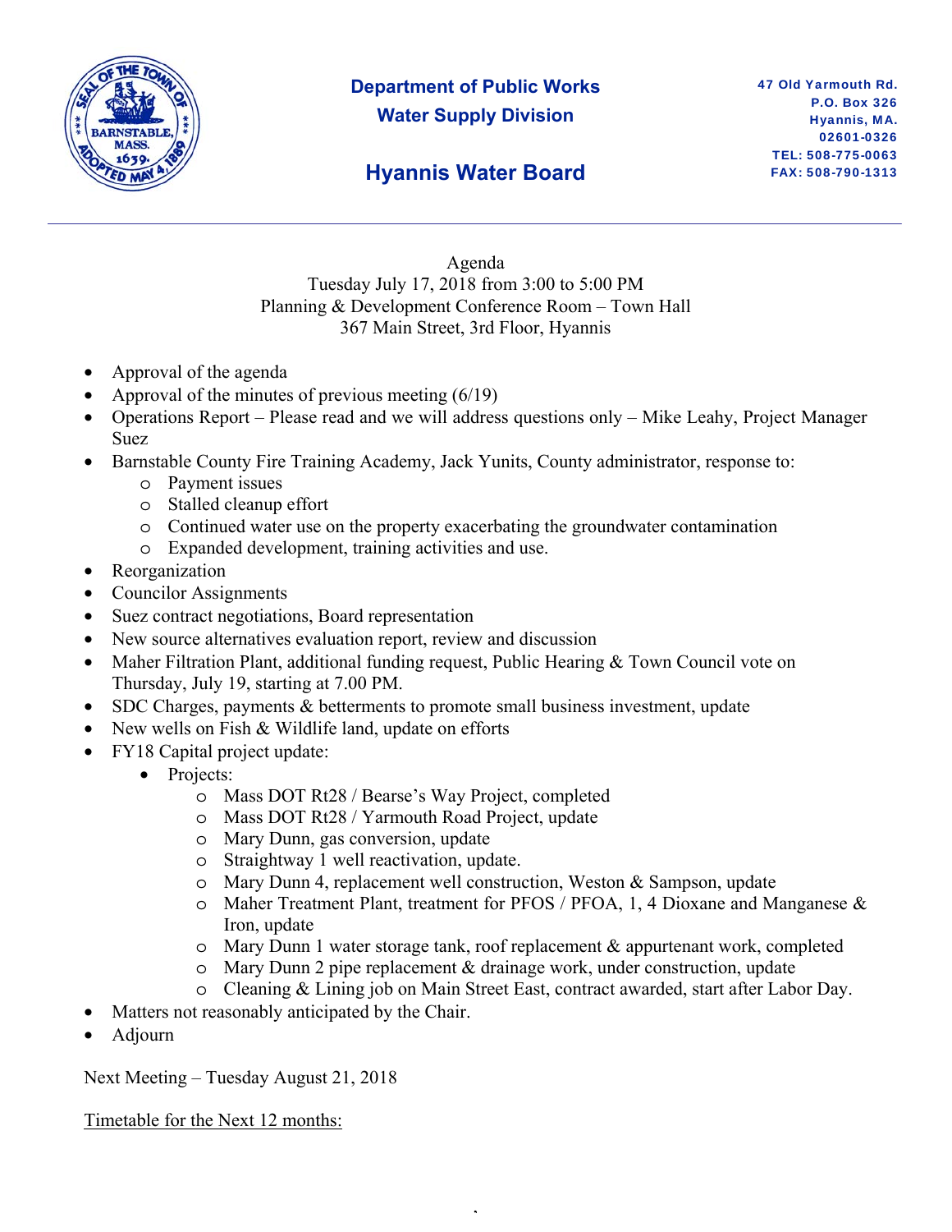**Department of Public Works**
**Water Supply Division**

## Hyannis Water Board

47 Old Yarmouth Rd.
P.O. Box 326
Hyannis, MA.
02601-0326
TEL: 508-775-0063
FAX: 508-790-1313

---

Agenda
Tuesday July 17, 2018 from 3:00 to 5:00 PM
Planning & Development Conference Room – Town Hall
367 Main Street, 3rd Floor, Hyannis

- Approval of the agenda
- Approval of the minutes of previous meeting (6/19)
- Operations Report – Please read and we will address questions only – Mike Leahy, Project Manager Suez
- Barnstable County Fire Training Academy, Jack Yunits, County administrator, response to:
  - Payment issues
  - Stalled cleanup effort
  - Continued water use on the property exacerbating the groundwater contamination
  - Expanded development, training activities and use.
- Reorganization
- Councilor Assignments
- Suez contract negotiations, Board representation
- New source alternatives evaluation report, review and discussion
- Maher Filtration Plant, additional funding request, Public Hearing & Town Council vote on Thursday, July 19, starting at 7.00 PM.
- SDC Charges, payments & betterments to promote small business investment, update
- New wells on Fish & Wildlife land, update on efforts
- FY18 Capital project update:
  - Projects:
    - Mass DOT Rt28 / Bearse's Way Project, completed
    - Mass DOT Rt28 / Yarmouth Road Project, update
    - Mary Dunn, gas conversion, update
    - Straightway 1 well reactivation, update.
    - Mary Dunn 4, replacement well construction, Weston & Sampson, update
    - Maher Treatment Plant, treatment for PFOS / PFOA, 1, 4 Dioxane and Manganese & Iron, update
    - Mary Dunn 1 water storage tank, roof replacement & appurtenant work, completed
    - Mary Dunn 2 pipe replacement & drainage work, under construction, update
    - Cleaning & Lining job on Main Street East, contract awarded, start after Labor Day.
- Matters not reasonably anticipated by the Chair.
- Adjourn

Next Meeting – Tuesday August 21, 2018

<u>Timetable for the Next 12 months:</u>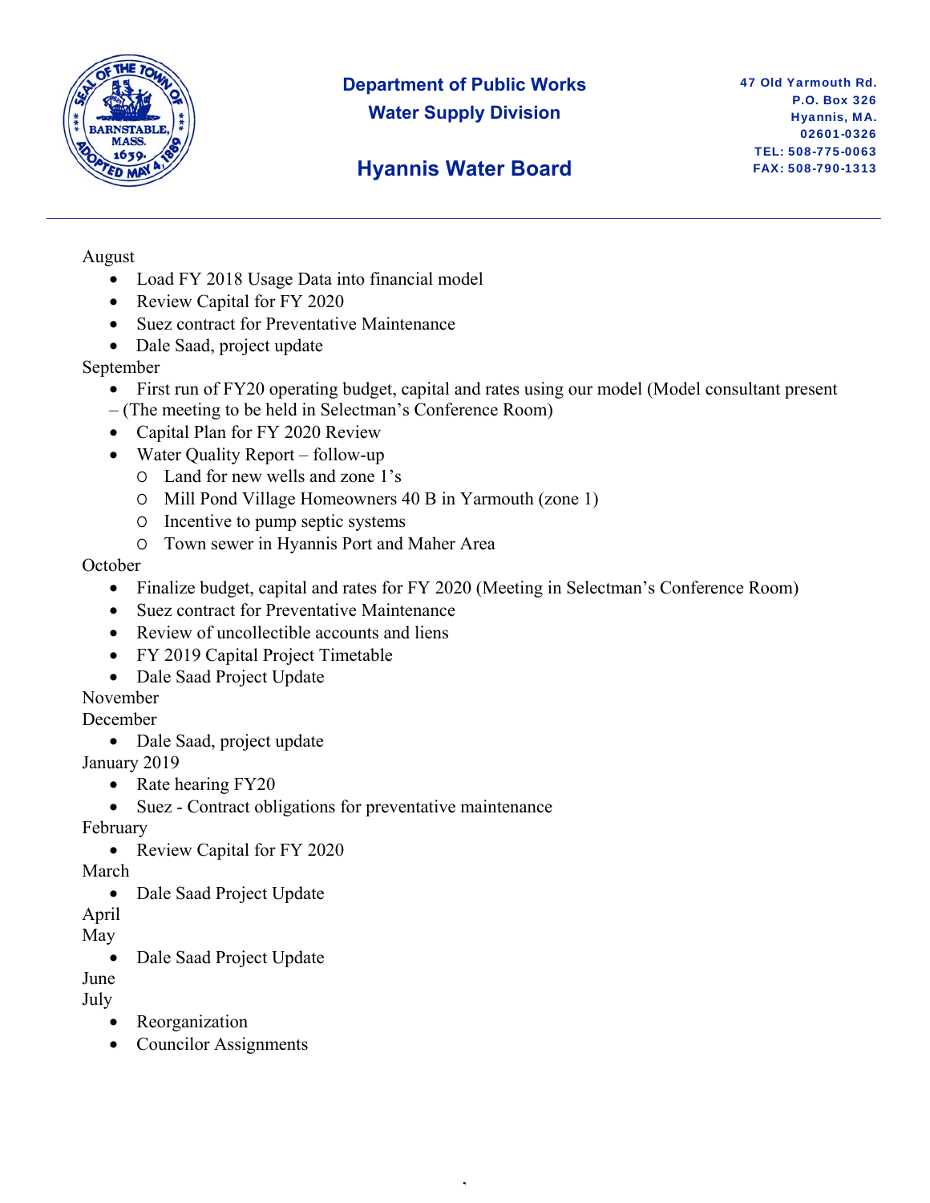**Department of Public Works**
**Water Supply Division**

**Hyannis Water Board**

47 Old Yarmouth Rd.
P.O. Box 326
Hyannis, MA.
02601-0326
TEL: 508-775-0063
FAX: 508-790-1313

---

August

- Load FY 2018 Usage Data into financial model
- Review Capital for FY 2020
- Suez contract for Preventative Maintenance
- Dale Saad, project update

September

- First run of FY20 operating budget, capital and rates using our model (Model consultant present – (The meeting to be held in Selectman's Conference Room)
- Capital Plan for FY 2020 Review
- Water Quality Report – follow-up
  - Land for new wells and zone 1's
  - Mill Pond Village Homeowners 40 B in Yarmouth (zone 1)
  - Incentive to pump septic systems
  - Town sewer in Hyannis Port and Maher Area

October

- Finalize budget, capital and rates for FY 2020 (Meeting in Selectman's Conference Room)
- Suez contract for Preventative Maintenance
- Review of uncollectible accounts and liens
- FY 2019 Capital Project Timetable
- Dale Saad Project Update

November

December

- Dale Saad, project update

January 2019

- Rate hearing FY20
- Suez - Contract obligations for preventative maintenance

February

- Review Capital for FY 2020

March

- Dale Saad Project Update

April

May

- Dale Saad Project Update

June

July

- Reorganization
- Councilor Assignments